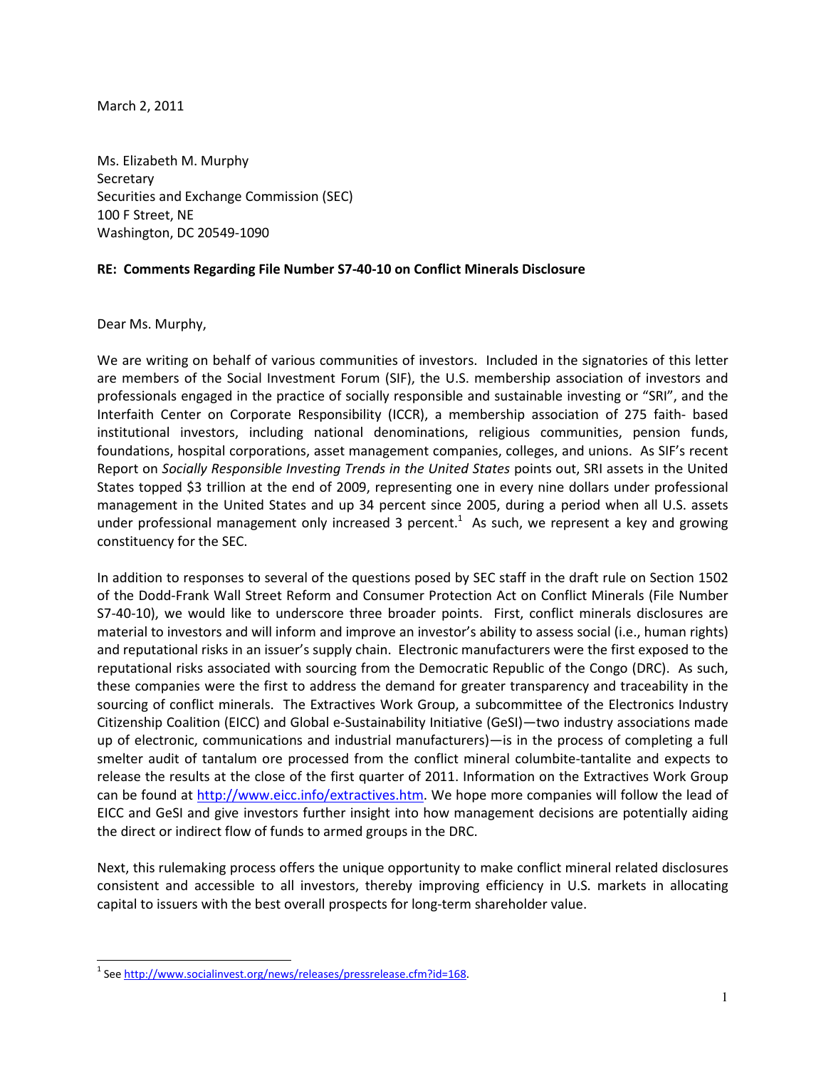March 2, 2011

Ms. Elizabeth M. Murphy
Secretary
Securities and Exchange Commission (SEC)
100 F Street, NE
Washington, DC 20549-1090

**RE: Comments Regarding File Number S7-40-10 on Conflict Minerals Disclosure**

Dear Ms. Murphy,

We are writing on behalf of various communities of investors. Included in the signatories of this letter are members of the Social Investment Forum (SIF), the U.S. membership association of investors and professionals engaged in the practice of socially responsible and sustainable investing or "SRI", and the Interfaith Center on Corporate Responsibility (ICCR), a membership association of 275 faith- based institutional investors, including national denominations, religious communities, pension funds, foundations, hospital corporations, asset management companies, colleges, and unions. As SIF's recent Report on *Socially Responsible Investing Trends in the United States* points out, SRI assets in the United States topped $3 trillion at the end of 2009, representing one in every nine dollars under professional management in the United States and up 34 percent since 2005, during a period when all U.S. assets under professional management only increased 3 percent.[1] As such, we represent a key and growing constituency for the SEC.

In addition to responses to several of the questions posed by SEC staff in the draft rule on Section 1502 of the Dodd-Frank Wall Street Reform and Consumer Protection Act on Conflict Minerals (File Number S7-40-10), we would like to underscore three broader points. First, conflict minerals disclosures are material to investors and will inform and improve an investor's ability to assess social (i.e., human rights) and reputational risks in an issuer's supply chain. Electronic manufacturers were the first exposed to the reputational risks associated with sourcing from the Democratic Republic of the Congo (DRC). As such, these companies were the first to address the demand for greater transparency and traceability in the sourcing of conflict minerals. The Extractives Work Group, a subcommittee of the Electronics Industry Citizenship Coalition (EICC) and Global e-Sustainability Initiative (GeSI)—two industry associations made up of electronic, communications and industrial manufacturers)—is in the process of completing a full smelter audit of tantalum ore processed from the conflict mineral columbite-tantalite and expects to release the results at the close of the first quarter of 2011. Information on the Extractives Work Group can be found at http://www.eicc.info/extractives.htm. We hope more companies will follow the lead of EICC and GeSI and give investors further insight into how management decisions are potentially aiding the direct or indirect flow of funds to armed groups in the DRC.

Next, this rulemaking process offers the unique opportunity to make conflict mineral related disclosures consistent and accessible to all investors, thereby improving efficiency in U.S. markets in allocating capital to issuers with the best overall prospects for long-term shareholder value.

[1] See http://www.socialinvest.org/news/releases/pressrelease.cfm?id=168.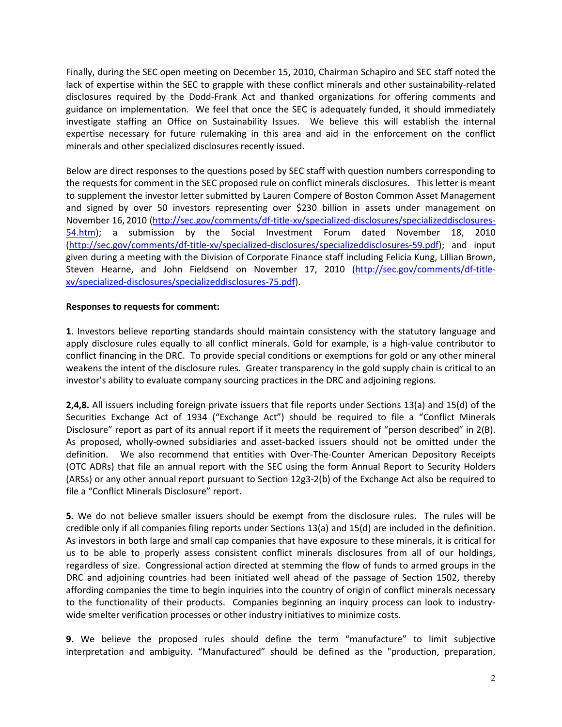Finally, during the SEC open meeting on December 15, 2010, Chairman Schapiro and SEC staff noted the lack of expertise within the SEC to grapple with these conflict minerals and other sustainability-related disclosures required by the Dodd-Frank Act and thanked organizations for offering comments and guidance on implementation. We feel that once the SEC is adequately funded, it should immediately investigate staffing an Office on Sustainability Issues. We believe this will establish the internal expertise necessary for future rulemaking in this area and aid in the enforcement on the conflict minerals and other specialized disclosures recently issued.

Below are direct responses to the questions posed by SEC staff with question numbers corresponding to the requests for comment in the SEC proposed rule on conflict minerals disclosures. This letter is meant to supplement the investor letter submitted by Lauren Compere of Boston Common Asset Management and signed by over 50 investors representing over $230 billion in assets under management on November 16, 2010 (http://sec.gov/comments/df-title-xv/specialized-disclosures/specializeddisclosures-54.htm); a submission by the Social Investment Forum dated November 18, 2010 (http://sec.gov/comments/df-title-xv/specialized-disclosures/specializeddisclosures-59.pdf); and input given during a meeting with the Division of Corporate Finance staff including Felicia Kung, Lillian Brown, Steven Hearne, and John Fieldsend on November 17, 2010 (http://sec.gov/comments/df-title-xv/specialized-disclosures/specializeddisclosures-75.pdf).

**Responses to requests for comment:**

**1**. Investors believe reporting standards should maintain consistency with the statutory language and apply disclosure rules equally to all conflict minerals. Gold for example, is a high-value contributor to conflict financing in the DRC. To provide special conditions or exemptions for gold or any other mineral weakens the intent of the disclosure rules. Greater transparency in the gold supply chain is critical to an investor's ability to evaluate company sourcing practices in the DRC and adjoining regions.

**2,4,8.** All issuers including foreign private issuers that file reports under Sections 13(a) and 15(d) of the Securities Exchange Act of 1934 ("Exchange Act") should be required to file a "Conflict Minerals Disclosure" report as part of its annual report if it meets the requirement of "person described" in 2(B). As proposed, wholly-owned subsidiaries and asset-backed issuers should not be omitted under the definition. We also recommend that entities with Over-The-Counter American Depository Receipts (OTC ADRs) that file an annual report with the SEC using the form Annual Report to Security Holders (ARSs) or any other annual report pursuant to Section 12g3-2(b) of the Exchange Act also be required to file a "Conflict Minerals Disclosure" report.

**5.** We do not believe smaller issuers should be exempt from the disclosure rules. The rules will be credible only if all companies filing reports under Sections 13(a) and 15(d) are included in the definition. As investors in both large and small cap companies that have exposure to these minerals, it is critical for us to be able to properly assess consistent conflict minerals disclosures from all of our holdings, regardless of size. Congressional action directed at stemming the flow of funds to armed groups in the DRC and adjoining countries had been initiated well ahead of the passage of Section 1502, thereby affording companies the time to begin inquiries into the country of origin of conflict minerals necessary to the functionality of their products. Companies beginning an inquiry process can look to industry-wide smelter verification processes or other industry initiatives to minimize costs.

**9.** We believe the proposed rules should define the term "manufacture" to limit subjective interpretation and ambiguity. "Manufactured" should be defined as the "production, preparation,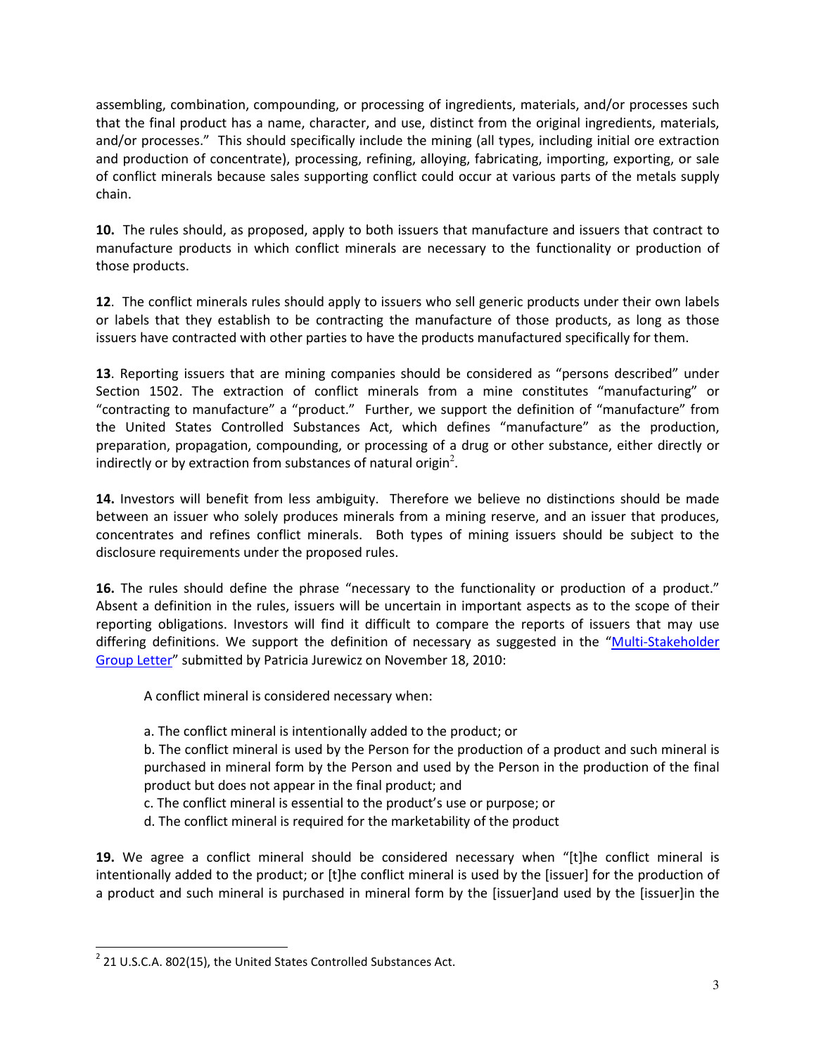assembling, combination, compounding, or processing of ingredients, materials, and/or processes such that the final product has a name, character, and use, distinct from the original ingredients, materials, and/or processes." This should specifically include the mining (all types, including initial ore extraction and production of concentrate), processing, refining, alloying, fabricating, importing, exporting, or sale of conflict minerals because sales supporting conflict could occur at various parts of the metals supply chain.

**10.** The rules should, as proposed, apply to both issuers that manufacture and issuers that contract to manufacture products in which conflict minerals are necessary to the functionality or production of those products.

**12**. The conflict minerals rules should apply to issuers who sell generic products under their own labels or labels that they establish to be contracting the manufacture of those products, as long as those issuers have contracted with other parties to have the products manufactured specifically for them.

**13**. Reporting issuers that are mining companies should be considered as "persons described" under Section 1502. The extraction of conflict minerals from a mine constitutes "manufacturing" or "contracting to manufacture" a "product." Further, we support the definition of "manufacture" from the United States Controlled Substances Act, which defines "manufacture" as the production, preparation, propagation, compounding, or processing of a drug or other substance, either directly or indirectly or by extraction from substances of natural origin[2].

**14.** Investors will benefit from less ambiguity. Therefore we believe no distinctions should be made between an issuer who solely produces minerals from a mining reserve, and an issuer that produces, concentrates and refines conflict minerals. Both types of mining issuers should be subject to the disclosure requirements under the proposed rules.

**16.** The rules should define the phrase "necessary to the functionality or production of a product." Absent a definition in the rules, issuers will be uncertain in important aspects as to the scope of their reporting obligations. Investors will find it difficult to compare the reports of issuers that may use differing definitions. We support the definition of necessary as suggested in the "Multi-Stakeholder Group Letter" submitted by Patricia Jurewicz on November 18, 2010:

> A conflict mineral is considered necessary when:
>
> a. The conflict mineral is intentionally added to the product; or
> b. The conflict mineral is used by the Person for the production of a product and such mineral is purchased in mineral form by the Person and used by the Person in the production of the final product but does not appear in the final product; and
> c. The conflict mineral is essential to the product's use or purpose; or
> d. The conflict mineral is required for the marketability of the product

**19.** We agree a conflict mineral should be considered necessary when "[t]he conflict mineral is intentionally added to the product; or [t]he conflict mineral is used by the [issuer] for the production of a product and such mineral is purchased in mineral form by the [issuer]and used by the [issuer]in the

---

[2] 21 U.S.C.A. 802(15), the United States Controlled Substances Act.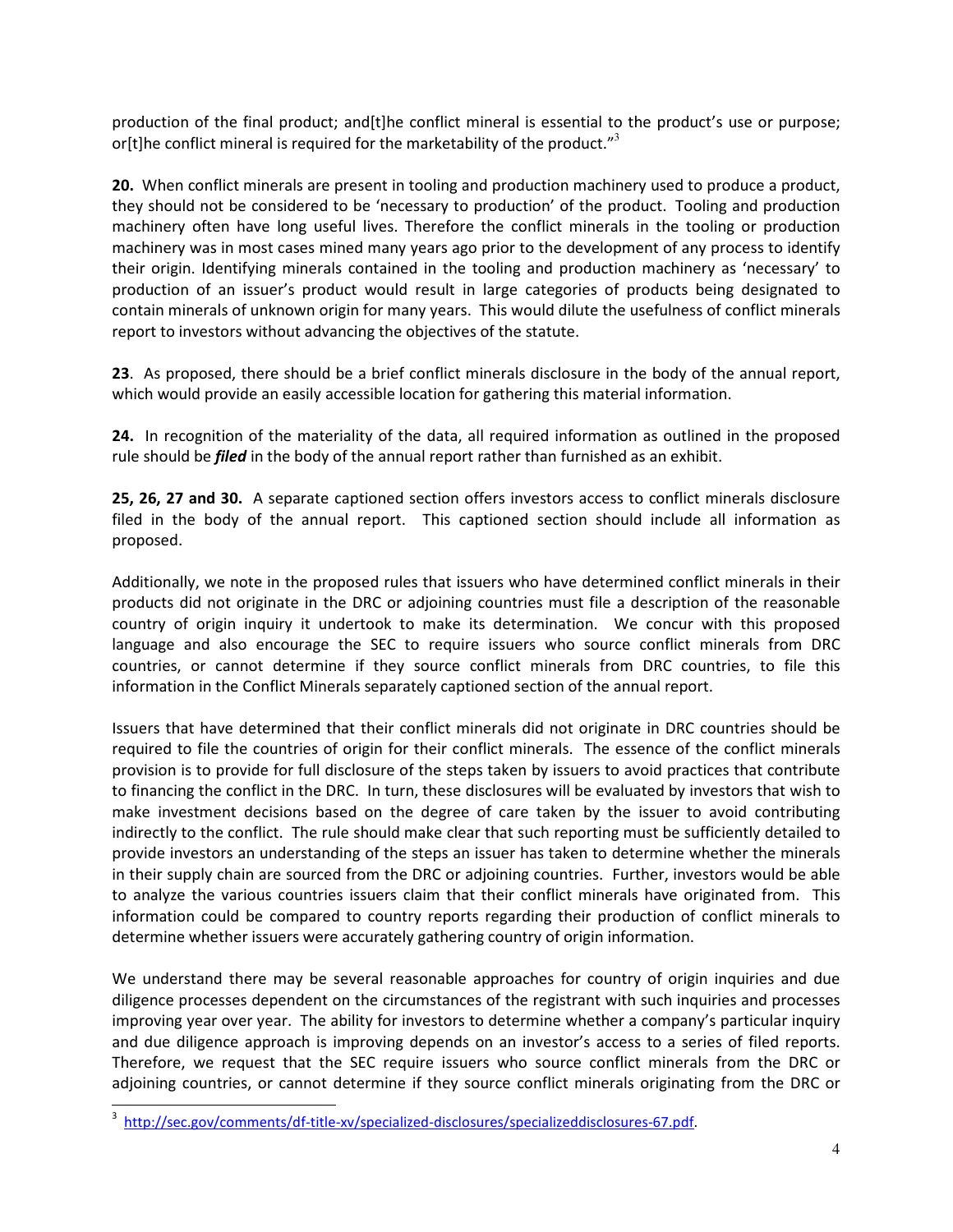production of the final product; and[t]he conflict mineral is essential to the product's use or purpose; or[t]he conflict mineral is required for the marketability of the product."[3]

**20.** When conflict minerals are present in tooling and production machinery used to produce a product, they should not be considered to be 'necessary to production' of the product. Tooling and production machinery often have long useful lives. Therefore the conflict minerals in the tooling or production machinery was in most cases mined many years ago prior to the development of any process to identify their origin. Identifying minerals contained in the tooling and production machinery as 'necessary' to production of an issuer's product would result in large categories of products being designated to contain minerals of unknown origin for many years. This would dilute the usefulness of conflict minerals report to investors without advancing the objectives of the statute.

**23**. As proposed, there should be a brief conflict minerals disclosure in the body of the annual report, which would provide an easily accessible location for gathering this material information.

**24.** In recognition of the materiality of the data, all required information as outlined in the proposed rule should be ***filed*** in the body of the annual report rather than furnished as an exhibit.

**25, 26, 27 and 30.** A separate captioned section offers investors access to conflict minerals disclosure filed in the body of the annual report. This captioned section should include all information as proposed.

Additionally, we note in the proposed rules that issuers who have determined conflict minerals in their products did not originate in the DRC or adjoining countries must file a description of the reasonable country of origin inquiry it undertook to make its determination. We concur with this proposed language and also encourage the SEC to require issuers who source conflict minerals from DRC countries, or cannot determine if they source conflict minerals from DRC countries, to file this information in the Conflict Minerals separately captioned section of the annual report.

Issuers that have determined that their conflict minerals did not originate in DRC countries should be required to file the countries of origin for their conflict minerals. The essence of the conflict minerals provision is to provide for full disclosure of the steps taken by issuers to avoid practices that contribute to financing the conflict in the DRC. In turn, these disclosures will be evaluated by investors that wish to make investment decisions based on the degree of care taken by the issuer to avoid contributing indirectly to the conflict. The rule should make clear that such reporting must be sufficiently detailed to provide investors an understanding of the steps an issuer has taken to determine whether the minerals in their supply chain are sourced from the DRC or adjoining countries. Further, investors would be able to analyze the various countries issuers claim that their conflict minerals have originated from. This information could be compared to country reports regarding their production of conflict minerals to determine whether issuers were accurately gathering country of origin information.

We understand there may be several reasonable approaches for country of origin inquiries and due diligence processes dependent on the circumstances of the registrant with such inquiries and processes improving year over year. The ability for investors to determine whether a company's particular inquiry and due diligence approach is improving depends on an investor's access to a series of filed reports. Therefore, we request that the SEC require issuers who source conflict minerals from the DRC or adjoining countries, or cannot determine if they source conflict minerals originating from the DRC or

---

[3] http://sec.gov/comments/df-title-xv/specialized-disclosures/specializeddisclosures-67.pdf.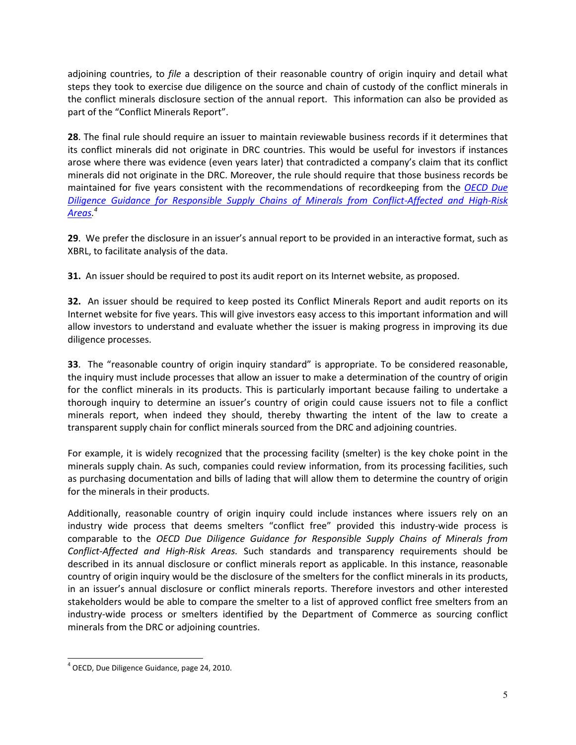adjoining countries, to *file* a description of their reasonable country of origin inquiry and detail what steps they took to exercise due diligence on the source and chain of custody of the conflict minerals in the conflict minerals disclosure section of the annual report. This information can also be provided as part of the "Conflict Minerals Report".

**28**. The final rule should require an issuer to maintain reviewable business records if it determines that its conflict minerals did not originate in DRC countries. This would be useful for investors if instances arose where there was evidence (even years later) that contradicted a company's claim that its conflict minerals did not originate in the DRC. Moreover, the rule should require that those business records be maintained for five years consistent with the recommendations of recordkeeping from the *OECD Due Diligence Guidance for Responsible Supply Chains of Minerals from Conflict-Affected and High-Risk Areas.*[4]

**29**. We prefer the disclosure in an issuer's annual report to be provided in an interactive format, such as XBRL, to facilitate analysis of the data.

**31.** An issuer should be required to post its audit report on its Internet website, as proposed.

**32.** An issuer should be required to keep posted its Conflict Minerals Report and audit reports on its Internet website for five years. This will give investors easy access to this important information and will allow investors to understand and evaluate whether the issuer is making progress in improving its due diligence processes.

**33**. The "reasonable country of origin inquiry standard" is appropriate. To be considered reasonable, the inquiry must include processes that allow an issuer to make a determination of the country of origin for the conflict minerals in its products. This is particularly important because failing to undertake a thorough inquiry to determine an issuer's country of origin could cause issuers not to file a conflict minerals report, when indeed they should, thereby thwarting the intent of the law to create a transparent supply chain for conflict minerals sourced from the DRC and adjoining countries.

For example, it is widely recognized that the processing facility (smelter) is the key choke point in the minerals supply chain. As such, companies could review information, from its processing facilities, such as purchasing documentation and bills of lading that will allow them to determine the country of origin for the minerals in their products.

Additionally, reasonable country of origin inquiry could include instances where issuers rely on an industry wide process that deems smelters "conflict free" provided this industry-wide process is comparable to the *OECD Due Diligence Guidance for Responsible Supply Chains of Minerals from Conflict-Affected and High-Risk Areas.* Such standards and transparency requirements should be described in its annual disclosure or conflict minerals report as applicable. In this instance, reasonable country of origin inquiry would be the disclosure of the smelters for the conflict minerals in its products, in an issuer's annual disclosure or conflict minerals reports. Therefore investors and other interested stakeholders would be able to compare the smelter to a list of approved conflict free smelters from an industry-wide process or smelters identified by the Department of Commerce as sourcing conflict minerals from the DRC or adjoining countries.

---

[4] OECD, Due Diligence Guidance, page 24, 2010.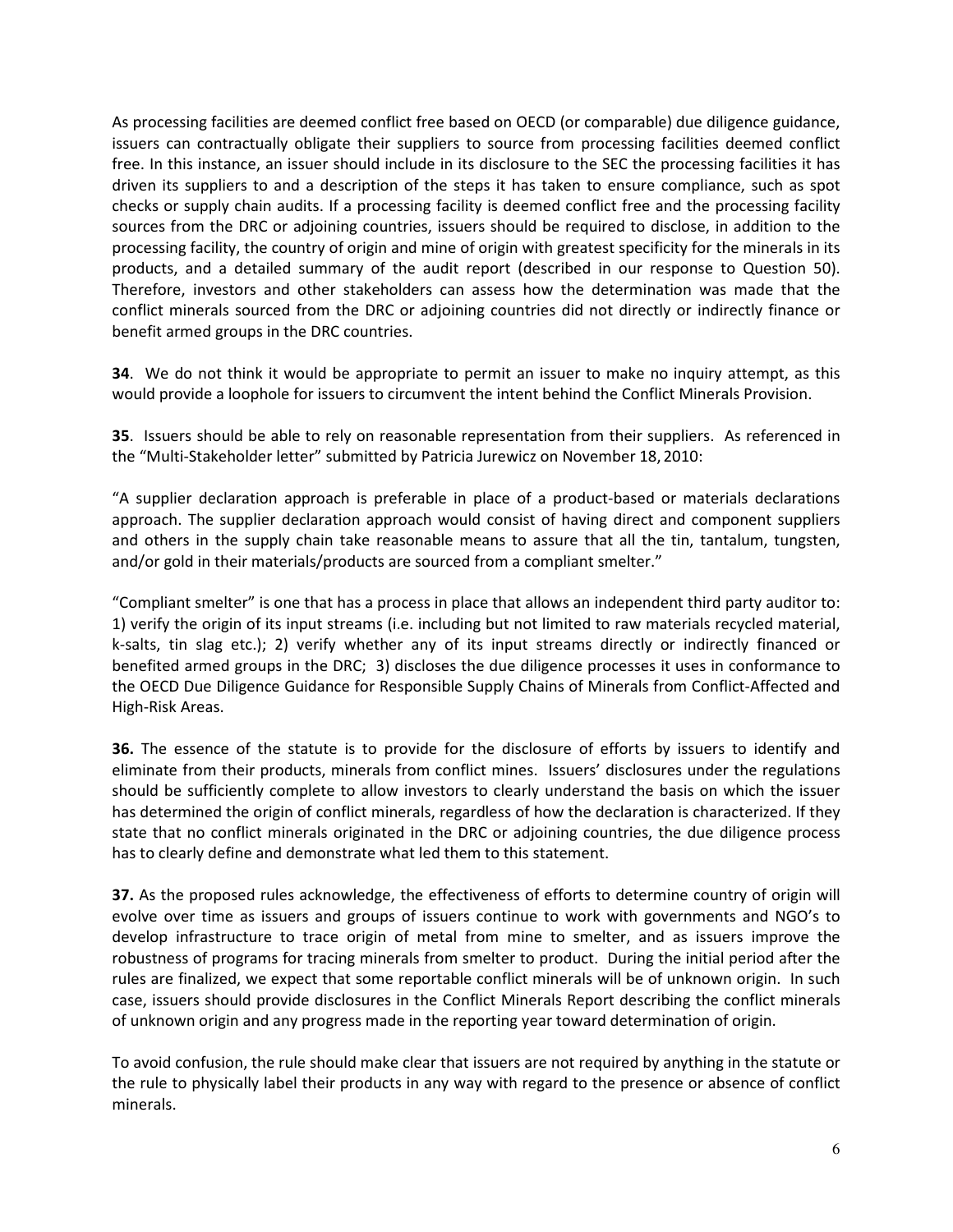As processing facilities are deemed conflict free based on OECD (or comparable) due diligence guidance, issuers can contractually obligate their suppliers to source from processing facilities deemed conflict free. In this instance, an issuer should include in its disclosure to the SEC the processing facilities it has driven its suppliers to and a description of the steps it has taken to ensure compliance, such as spot checks or supply chain audits. If a processing facility is deemed conflict free and the processing facility sources from the DRC or adjoining countries, issuers should be required to disclose, in addition to the processing facility, the country of origin and mine of origin with greatest specificity for the minerals in its products, and a detailed summary of the audit report (described in our response to Question 50). Therefore, investors and other stakeholders can assess how the determination was made that the conflict minerals sourced from the DRC or adjoining countries did not directly or indirectly finance or benefit armed groups in the DRC countries.

**34**. We do not think it would be appropriate to permit an issuer to make no inquiry attempt, as this would provide a loophole for issuers to circumvent the intent behind the Conflict Minerals Provision.

**35**. Issuers should be able to rely on reasonable representation from their suppliers. As referenced in the "Multi-Stakeholder letter" submitted by Patricia Jurewicz on November 18, 2010:

"A supplier declaration approach is preferable in place of a product-based or materials declarations approach. The supplier declaration approach would consist of having direct and component suppliers and others in the supply chain take reasonable means to assure that all the tin, tantalum, tungsten, and/or gold in their materials/products are sourced from a compliant smelter."

"Compliant smelter" is one that has a process in place that allows an independent third party auditor to: 1) verify the origin of its input streams (i.e. including but not limited to raw materials recycled material, k-salts, tin slag etc.); 2) verify whether any of its input streams directly or indirectly financed or benefited armed groups in the DRC; 3) discloses the due diligence processes it uses in conformance to the OECD Due Diligence Guidance for Responsible Supply Chains of Minerals from Conflict-Affected and High-Risk Areas.

**36.** The essence of the statute is to provide for the disclosure of efforts by issuers to identify and eliminate from their products, minerals from conflict mines. Issuers' disclosures under the regulations should be sufficiently complete to allow investors to clearly understand the basis on which the issuer has determined the origin of conflict minerals, regardless of how the declaration is characterized. If they state that no conflict minerals originated in the DRC or adjoining countries, the due diligence process has to clearly define and demonstrate what led them to this statement.

**37.** As the proposed rules acknowledge, the effectiveness of efforts to determine country of origin will evolve over time as issuers and groups of issuers continue to work with governments and NGO's to develop infrastructure to trace origin of metal from mine to smelter, and as issuers improve the robustness of programs for tracing minerals from smelter to product. During the initial period after the rules are finalized, we expect that some reportable conflict minerals will be of unknown origin. In such case, issuers should provide disclosures in the Conflict Minerals Report describing the conflict minerals of unknown origin and any progress made in the reporting year toward determination of origin.

To avoid confusion, the rule should make clear that issuers are not required by anything in the statute or the rule to physically label their products in any way with regard to the presence or absence of conflict minerals.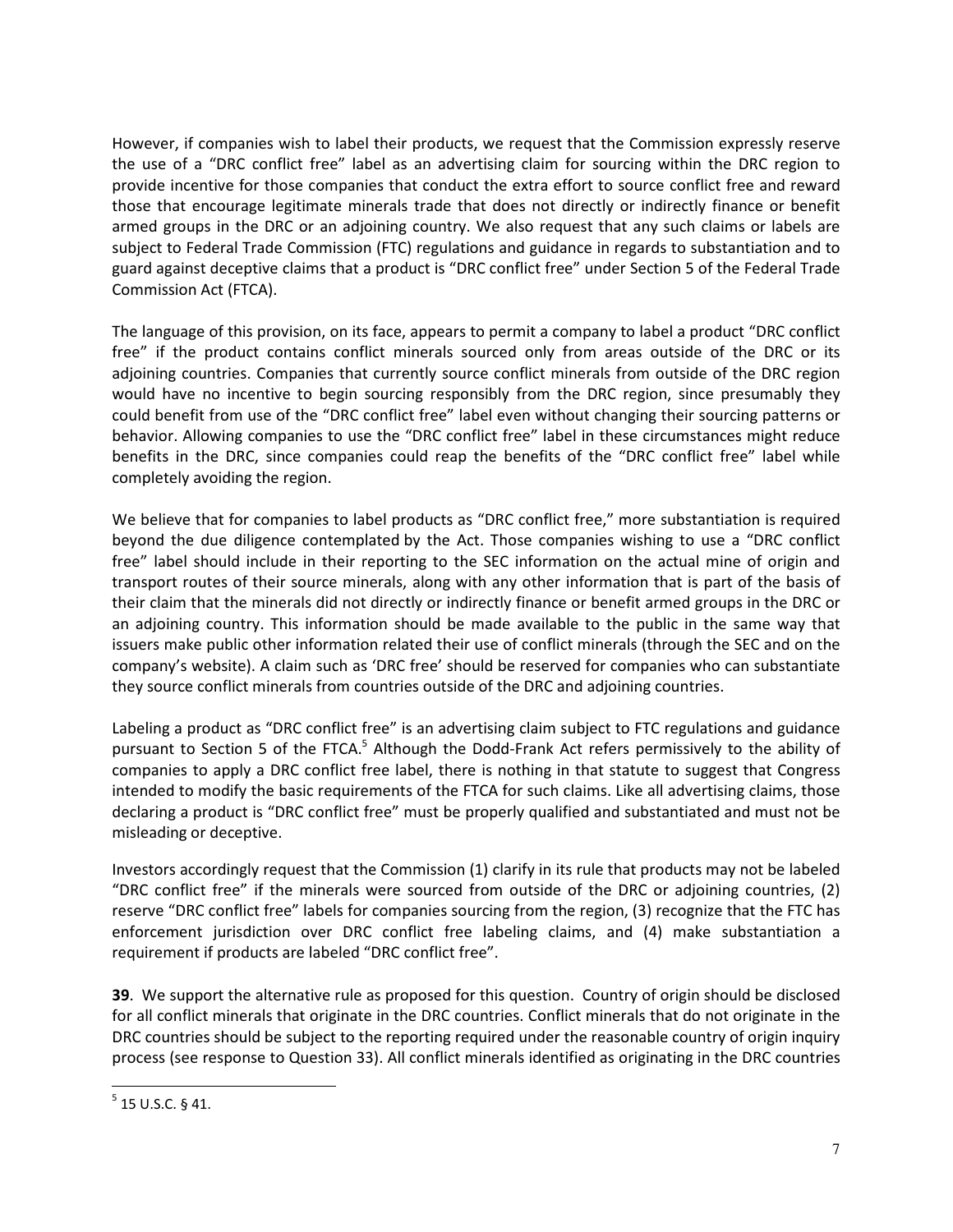However, if companies wish to label their products, we request that the Commission expressly reserve the use of a "DRC conflict free" label as an advertising claim for sourcing within the DRC region to provide incentive for those companies that conduct the extra effort to source conflict free and reward those that encourage legitimate minerals trade that does not directly or indirectly finance or benefit armed groups in the DRC or an adjoining country. We also request that any such claims or labels are subject to Federal Trade Commission (FTC) regulations and guidance in regards to substantiation and to guard against deceptive claims that a product is "DRC conflict free" under Section 5 of the Federal Trade Commission Act (FTCA).

The language of this provision, on its face, appears to permit a company to label a product "DRC conflict free" if the product contains conflict minerals sourced only from areas outside of the DRC or its adjoining countries. Companies that currently source conflict minerals from outside of the DRC region would have no incentive to begin sourcing responsibly from the DRC region, since presumably they could benefit from use of the "DRC conflict free" label even without changing their sourcing patterns or behavior. Allowing companies to use the "DRC conflict free" label in these circumstances might reduce benefits in the DRC, since companies could reap the benefits of the "DRC conflict free" label while completely avoiding the region.

We believe that for companies to label products as "DRC conflict free," more substantiation is required beyond the due diligence contemplated by the Act. Those companies wishing to use a "DRC conflict free" label should include in their reporting to the SEC information on the actual mine of origin and transport routes of their source minerals, along with any other information that is part of the basis of their claim that the minerals did not directly or indirectly finance or benefit armed groups in the DRC or an adjoining country. This information should be made available to the public in the same way that issuers make public other information related their use of conflict minerals (through the SEC and on the company's website). A claim such as 'DRC free' should be reserved for companies who can substantiate they source conflict minerals from countries outside of the DRC and adjoining countries.

Labeling a product as "DRC conflict free" is an advertising claim subject to FTC regulations and guidance pursuant to Section 5 of the FTCA.[5] Although the Dodd-Frank Act refers permissively to the ability of companies to apply a DRC conflict free label, there is nothing in that statute to suggest that Congress intended to modify the basic requirements of the FTCA for such claims. Like all advertising claims, those declaring a product is "DRC conflict free" must be properly qualified and substantiated and must not be misleading or deceptive.

Investors accordingly request that the Commission (1) clarify in its rule that products may not be labeled "DRC conflict free" if the minerals were sourced from outside of the DRC or adjoining countries, (2) reserve "DRC conflict free" labels for companies sourcing from the region, (3) recognize that the FTC has enforcement jurisdiction over DRC conflict free labeling claims, and (4) make substantiation a requirement if products are labeled "DRC conflict free".

**39**. We support the alternative rule as proposed for this question. Country of origin should be disclosed for all conflict minerals that originate in the DRC countries. Conflict minerals that do not originate in the DRC countries should be subject to the reporting required under the reasonable country of origin inquiry process (see response to Question 33). All conflict minerals identified as originating in the DRC countries

[5] 15 U.S.C. § 41.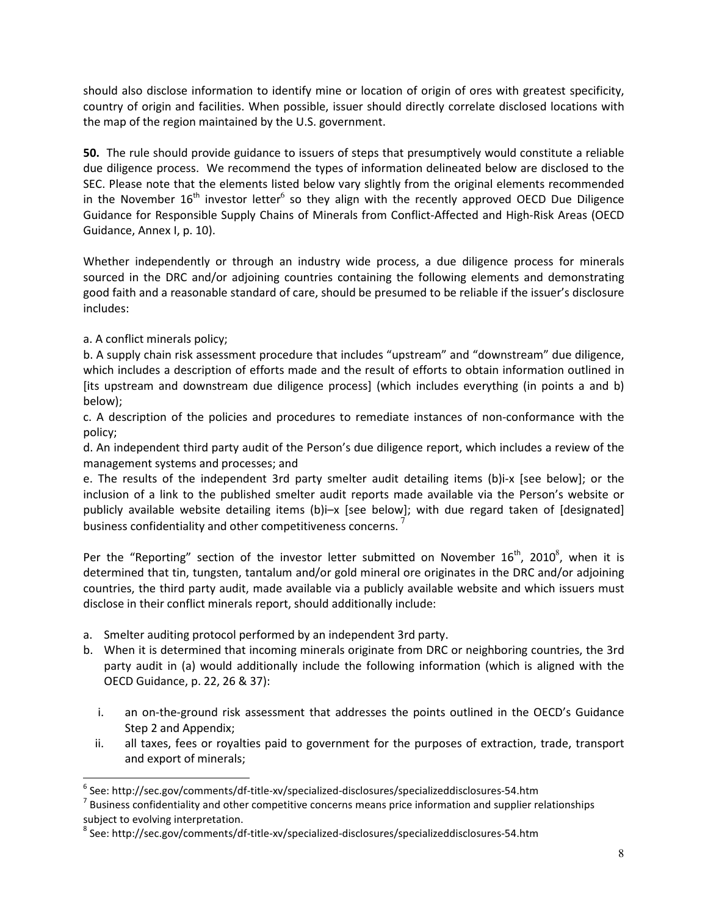should also disclose information to identify mine or location of origin of ores with greatest specificity, country of origin and facilities. When possible, issuer should directly correlate disclosed locations with the map of the region maintained by the U.S. government.

**50.** The rule should provide guidance to issuers of steps that presumptively would constitute a reliable due diligence process. We recommend the types of information delineated below are disclosed to the SEC. Please note that the elements listed below vary slightly from the original elements recommended in the November 16th investor letter[6] so they align with the recently approved OECD Due Diligence Guidance for Responsible Supply Chains of Minerals from Conflict-Affected and High-Risk Areas (OECD Guidance, Annex I, p. 10).

Whether independently or through an industry wide process, a due diligence process for minerals sourced in the DRC and/or adjoining countries containing the following elements and demonstrating good faith and a reasonable standard of care, should be presumed to be reliable if the issuer's disclosure includes:

a. A conflict minerals policy;
b. A supply chain risk assessment procedure that includes "upstream" and "downstream" due diligence, which includes a description of efforts made and the result of efforts to obtain information outlined in [its upstream and downstream due diligence process] (which includes everything (in points a and b) below);
c. A description of the policies and procedures to remediate instances of non-conformance with the policy;
d. An independent third party audit of the Person's due diligence report, which includes a review of the management systems and processes; and
e. The results of the independent 3rd party smelter audit detailing items (b)i-x [see below]; or the inclusion of a link to the published smelter audit reports made available via the Person's website or publicly available website detailing items (b)i–x [see below]; with due regard taken of [designated] business confidentiality and other competitiveness concerns.[7]

Per the "Reporting" section of the investor letter submitted on November 16th, 2010[8], when it is determined that tin, tungsten, tantalum and/or gold mineral ore originates in the DRC and/or adjoining countries, the third party audit, made available via a publicly available website and which issuers must disclose in their conflict minerals report, should additionally include:

a. Smelter auditing protocol performed by an independent 3rd party.
b. When it is determined that incoming minerals originate from DRC or neighboring countries, the 3rd party audit in (a) would additionally include the following information (which is aligned with the OECD Guidance, p. 22, 26 & 37):
   i. an on-the-ground risk assessment that addresses the points outlined in the OECD's Guidance Step 2 and Appendix;
   ii. all taxes, fees or royalties paid to government for the purposes of extraction, trade, transport and export of minerals;

---

[6] See: http://sec.gov/comments/df-title-xv/specialized-disclosures/specializeddisclosures-54.htm

[7] Business confidentiality and other competitive concerns means price information and supplier relationships subject to evolving interpretation.

[8] See: http://sec.gov/comments/df-title-xv/specialized-disclosures/specializeddisclosures-54.htm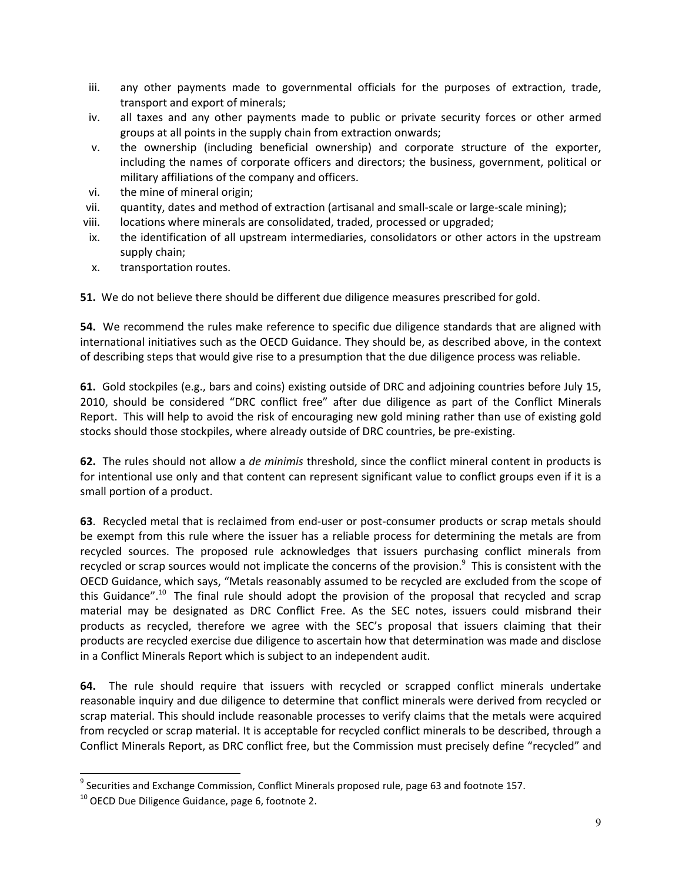iii. any other payments made to governmental officials for the purposes of extraction, trade, transport and export of minerals;
iv. all taxes and any other payments made to public or private security forces or other armed groups at all points in the supply chain from extraction onwards;
v. the ownership (including beneficial ownership) and corporate structure of the exporter, including the names of corporate officers and directors; the business, government, political or military affiliations of the company and officers.
vi. the mine of mineral origin;
vii. quantity, dates and method of extraction (artisanal and small-scale or large-scale mining);
viii. locations where minerals are consolidated, traded, processed or upgraded;
ix. the identification of all upstream intermediaries, consolidators or other actors in the upstream supply chain;
x. transportation routes.

**51.** We do not believe there should be different due diligence measures prescribed for gold.

**54.** We recommend the rules make reference to specific due diligence standards that are aligned with international initiatives such as the OECD Guidance. They should be, as described above, in the context of describing steps that would give rise to a presumption that the due diligence process was reliable.

**61.** Gold stockpiles (e.g., bars and coins) existing outside of DRC and adjoining countries before July 15, 2010, should be considered "DRC conflict free" after due diligence as part of the Conflict Minerals Report. This will help to avoid the risk of encouraging new gold mining rather than use of existing gold stocks should those stockpiles, where already outside of DRC countries, be pre-existing.

**62.** The rules should not allow a *de minimis* threshold, since the conflict mineral content in products is for intentional use only and that content can represent significant value to conflict groups even if it is a small portion of a product.

**63**. Recycled metal that is reclaimed from end-user or post-consumer products or scrap metals should be exempt from this rule where the issuer has a reliable process for determining the metals are from recycled sources. The proposed rule acknowledges that issuers purchasing conflict minerals from recycled or scrap sources would not implicate the concerns of the provision.[9] This is consistent with the OECD Guidance, which says, "Metals reasonably assumed to be recycled are excluded from the scope of this Guidance".[10] The final rule should adopt the provision of the proposal that recycled and scrap material may be designated as DRC Conflict Free. As the SEC notes, issuers could misbrand their products as recycled, therefore we agree with the SEC's proposal that issuers claiming that their products are recycled exercise due diligence to ascertain how that determination was made and disclose in a Conflict Minerals Report which is subject to an independent audit.

**64.** The rule should require that issuers with recycled or scrapped conflict minerals undertake reasonable inquiry and due diligence to determine that conflict minerals were derived from recycled or scrap material. This should include reasonable processes to verify claims that the metals were acquired from recycled or scrap material. It is acceptable for recycled conflict minerals to be described, through a Conflict Minerals Report, as DRC conflict free, but the Commission must precisely define "recycled" and

---

[9] Securities and Exchange Commission, Conflict Minerals proposed rule, page 63 and footnote 157.

[10] OECD Due Diligence Guidance, page 6, footnote 2.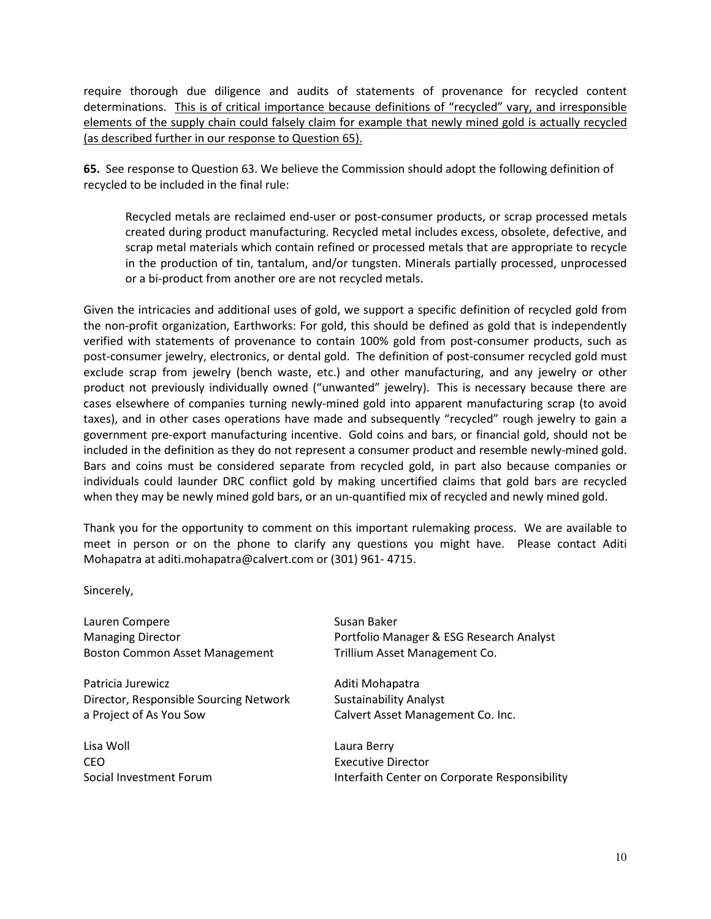require thorough due diligence and audits of statements of provenance for recycled content determinations. <u>This is of critical importance because definitions of "recycled" vary, and irresponsible elements of the supply chain could falsely claim for example that newly mined gold is actually recycled (as described further in our response to Question 65).</u>

**65.** See response to Question 63. We believe the Commission should adopt the following definition of recycled to be included in the final rule:

> Recycled metals are reclaimed end-user or post-consumer products, or scrap processed metals created during product manufacturing. Recycled metal includes excess, obsolete, defective, and scrap metal materials which contain refined or processed metals that are appropriate to recycle in the production of tin, tantalum, and/or tungsten. Minerals partially processed, unprocessed or a bi-product from another ore are not recycled metals.

Given the intricacies and additional uses of gold, we support a specific definition of recycled gold from the non-profit organization, Earthworks: For gold, this should be defined as gold that is independently verified with statements of provenance to contain 100% gold from post-consumer products, such as post-consumer jewelry, electronics, or dental gold. The definition of post-consumer recycled gold must exclude scrap from jewelry (bench waste, etc.) and other manufacturing, and any jewelry or other product not previously individually owned ("unwanted" jewelry). This is necessary because there are cases elsewhere of companies turning newly-mined gold into apparent manufacturing scrap (to avoid taxes), and in other cases operations have made and subsequently "recycled" rough jewelry to gain a government pre-export manufacturing incentive. Gold coins and bars, or financial gold, should not be included in the definition as they do not represent a consumer product and resemble newly-mined gold. Bars and coins must be considered separate from recycled gold, in part also because companies or individuals could launder DRC conflict gold by making uncertified claims that gold bars are recycled when they may be newly mined gold bars, or an un-quantified mix of recycled and newly mined gold.

Thank you for the opportunity to comment on this important rulemaking process. We are available to meet in person or on the phone to clarify any questions you might have. Please contact Aditi Mohapatra at aditi.mohapatra@calvert.com or (301) 961- 4715.

Sincerely,

Lauren Compere
Managing Director
Boston Common Asset Management

Susan Baker
Portfolio Manager & ESG Research Analyst
Trillium Asset Management Co.

Patricia Jurewicz
Director, Responsible Sourcing Network
a Project of As You Sow

Aditi Mohapatra
Sustainability Analyst
Calvert Asset Management Co. Inc.

Lisa Woll
CEO
Social Investment Forum

Laura Berry
Executive Director
Interfaith Center on Corporate Responsibility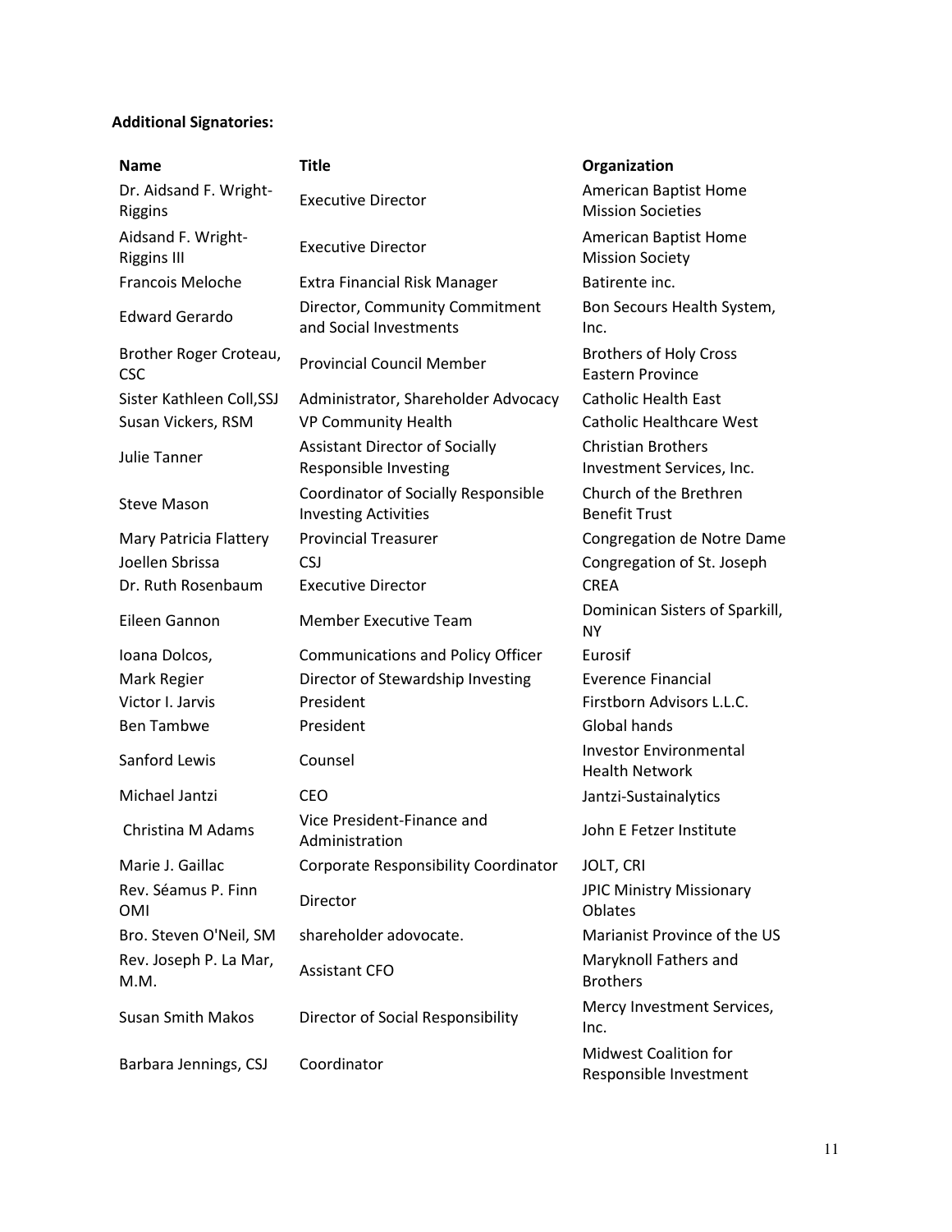**Additional Signatories:**

| Name | Title | Organization |
| --- | --- | --- |
| Dr. Aidsand F. Wright-Riggins | Executive Director | American Baptist Home Mission Societies |
| Aidsand F. Wright-Riggins III | Executive Director | American Baptist Home Mission Society |
| Francois Meloche | Extra Financial Risk Manager | Batirente inc. |
| Edward Gerardo | Director, Community Commitment and Social Investments | Bon Secours Health System, Inc. |
| Brother Roger Croteau, CSC | Provincial Council Member | Brothers of Holy Cross Eastern Province |
| Sister Kathleen Coll,SSJ | Administrator, Shareholder Advocacy | Catholic Health East |
| Susan Vickers, RSM | VP Community Health | Catholic Healthcare West |
| Julie Tanner | Assistant Director of Socially Responsible Investing | Christian Brothers Investment Services, Inc. |
| Steve Mason | Coordinator of Socially Responsible Investing Activities | Church of the Brethren Benefit Trust |
| Mary Patricia Flattery | Provincial Treasurer | Congregation de Notre Dame |
| Joellen Sbrissa | CSJ | Congregation of St. Joseph |
| Dr. Ruth Rosenbaum | Executive Director | CREA |
| Eileen Gannon | Member Executive Team | Dominican Sisters of Sparkill, NY |
| Ioana Dolcos, | Communications and Policy Officer | Eurosif |
| Mark Regier | Director of Stewardship Investing | Everence Financial |
| Victor I. Jarvis | President | Firstborn Advisors L.L.C. |
| Ben Tambwe | President | Global hands |
| Sanford Lewis | Counsel | Investor Environmental Health Network |
| Michael Jantzi | CEO | Jantzi-Sustainalytics |
| Christina M Adams | Vice President-Finance and Administration | John E Fetzer Institute |
| Marie J. Gaillac | Corporate Responsibility Coordinator | JOLT, CRI |
| Rev. Séamus P. Finn OMI | Director | JPIC Ministry Missionary Oblates |
| Bro. Steven O'Neil, SM | shareholder adovocate. | Marianist Province of the US |
| Rev. Joseph P. La Mar, M.M. | Assistant CFO | Maryknoll Fathers and Brothers |
| Susan Smith Makos | Director of Social Responsibility | Mercy Investment Services, Inc. |
| Barbara Jennings, CSJ | Coordinator | Midwest Coalition for Responsible Investment |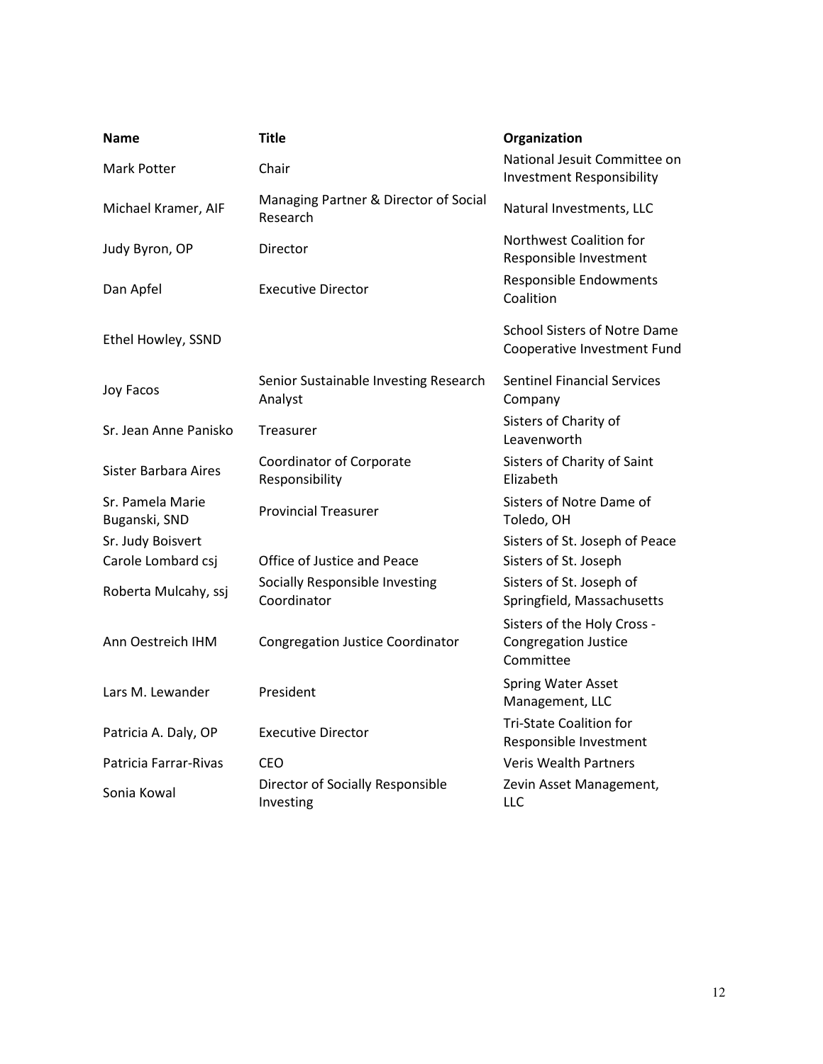| Name | Title | Organization |
|---|---|---|
| Mark Potter | Chair | National Jesuit Committee on Investment Responsibility |
| Michael Kramer, AIF | Managing Partner & Director of Social Research | Natural Investments, LLC |
| Judy Byron, OP | Director | Northwest Coalition for Responsible Investment |
| Dan Apfel | Executive Director | Responsible Endowments Coalition |
| Ethel Howley, SSND | | School Sisters of Notre Dame Cooperative Investment Fund |
| Joy Facos | Senior Sustainable Investing Research Analyst | Sentinel Financial Services Company |
| Sr. Jean Anne Panisko | Treasurer | Sisters of Charity of Leavenworth |
| Sister Barbara Aires | Coordinator of Corporate Responsibility | Sisters of Charity of Saint Elizabeth |
| Sr. Pamela Marie Buganski, SND | Provincial Treasurer | Sisters of Notre Dame of Toledo, OH |
| Sr. Judy Boisvert | | Sisters of St. Joseph of Peace |
| Carole Lombard csj | Office of Justice and Peace | Sisters of St. Joseph |
| Roberta Mulcahy, ssj | Socially Responsible Investing Coordinator | Sisters of St. Joseph of Springfield, Massachusetts |
| Ann Oestreich IHM | Congregation Justice Coordinator | Sisters of the Holy Cross - Congregation Justice Committee |
| Lars M. Lewander | President | Spring Water Asset Management, LLC |
| Patricia A. Daly, OP | Executive Director | Tri-State Coalition for Responsible Investment |
| Patricia Farrar-Rivas | CEO | Veris Wealth Partners |
| Sonia Kowal | Director of Socially Responsible Investing | Zevin Asset Management, LLC |